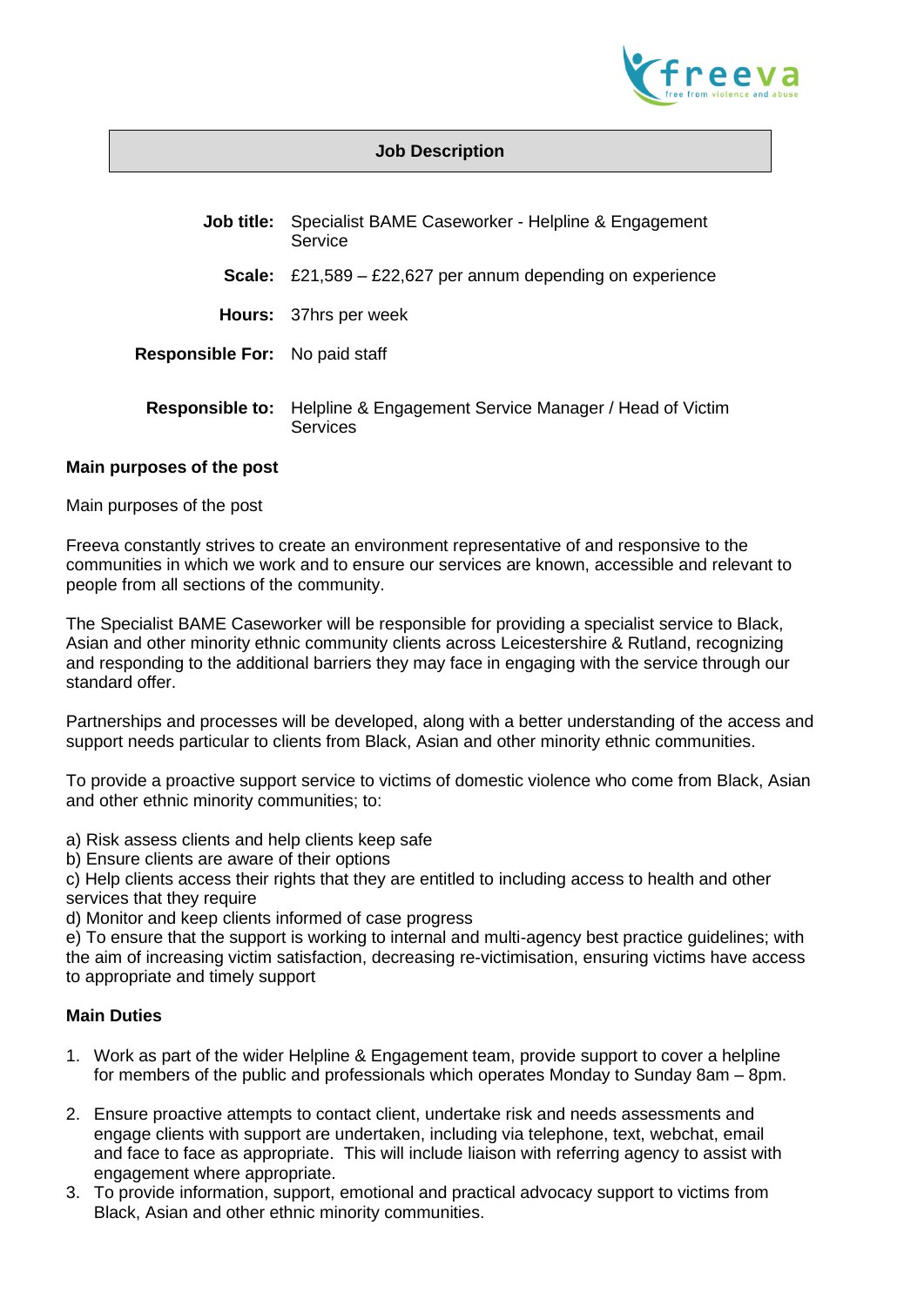freeva
free from violence and abuse

## Job Description

**Job title:** Specialist BAME Caseworker - Helpline & Engagement Service

**Scale:** £21,589 – £22,627 per annum depending on experience

**Hours:** 37hrs per week

**Responsible For:** No paid staff

**Responsible to:** Helpline & Engagement Service Manager / Head of Victim Services

**Main purposes of the post**

Main purposes of the post

Freeva constantly strives to create an environment representative of and responsive to the communities in which we work and to ensure our services are known, accessible and relevant to people from all sections of the community.

The Specialist BAME Caseworker will be responsible for providing a specialist service to Black, Asian and other minority ethnic community clients across Leicestershire & Rutland, recognizing and responding to the additional barriers they may face in engaging with the service through our standard offer.

Partnerships and processes will be developed, along with a better understanding of the access and support needs particular to clients from Black, Asian and other minority ethnic communities.

To provide a proactive support service to victims of domestic violence who come from Black, Asian and other ethnic minority communities; to:

a) Risk assess clients and help clients keep safe
b) Ensure clients are aware of their options
c) Help clients access their rights that they are entitled to including access to health and other services that they require
d) Monitor and keep clients informed of case progress
e) To ensure that the support is working to internal and multi-agency best practice guidelines; with the aim of increasing victim satisfaction, decreasing re-victimisation, ensuring victims have access to appropriate and timely support

**Main Duties**

1. Work as part of the wider Helpline & Engagement team, provide support to cover a helpline for members of the public and professionals which operates Monday to Sunday 8am – 8pm.

2. Ensure proactive attempts to contact client, undertake risk and needs assessments and engage clients with support are undertaken, including via telephone, text, webchat, email and face to face as appropriate. This will include liaison with referring agency to assist with engagement where appropriate.
3. To provide information, support, emotional and practical advocacy support to victims from Black, Asian and other ethnic minority communities.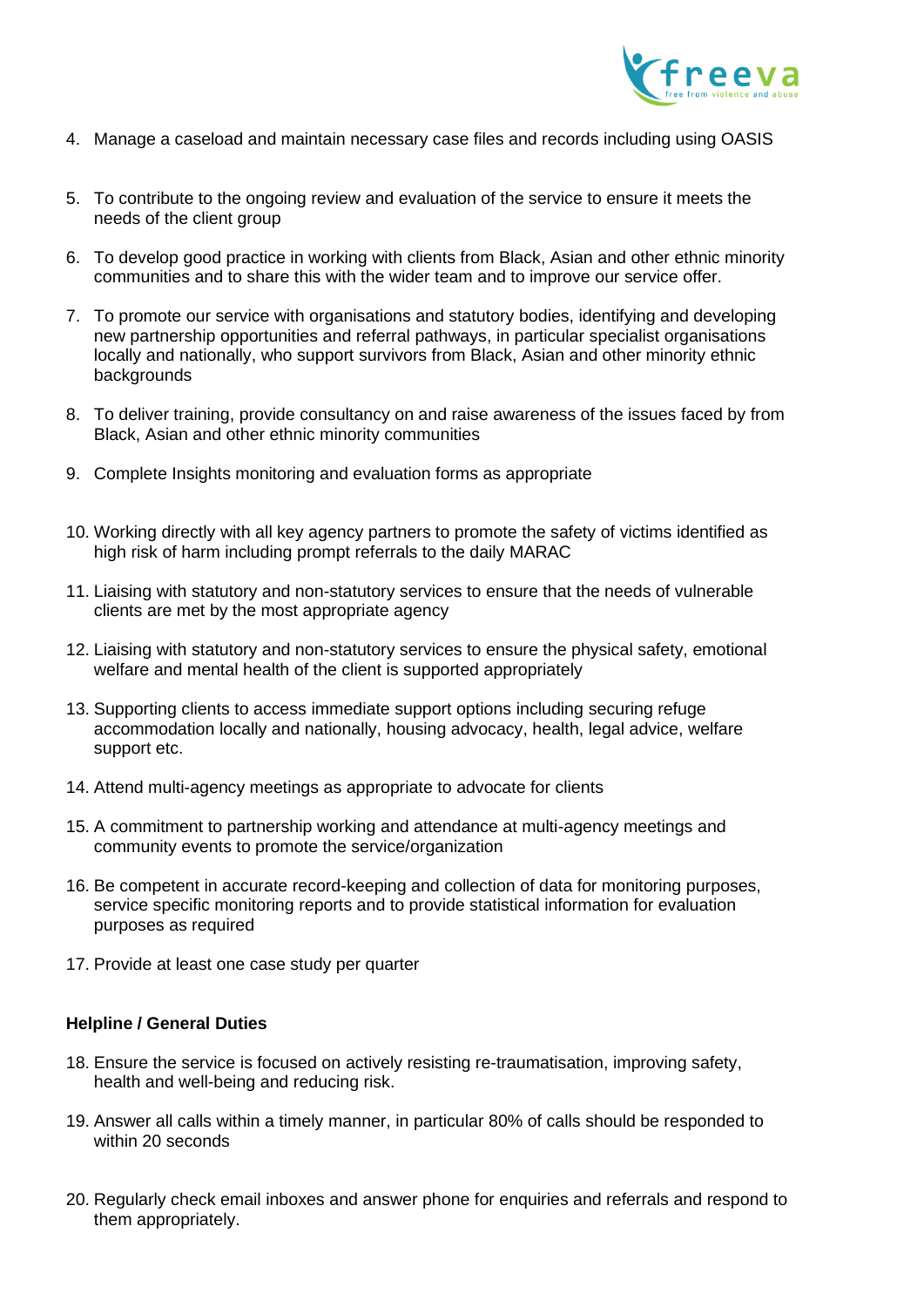4. Manage a caseload and maintain necessary case files and records including using OASIS

5. To contribute to the ongoing review and evaluation of the service to ensure it meets the needs of the client group

6. To develop good practice in working with clients from Black, Asian and other ethnic minority communities and to share this with the wider team and to improve our service offer.

7. To promote our service with organisations and statutory bodies, identifying and developing new partnership opportunities and referral pathways, in particular specialist organisations locally and nationally, who support survivors from Black, Asian and other minority ethnic backgrounds

8. To deliver training, provide consultancy on and raise awareness of the issues faced by from Black, Asian and other ethnic minority communities

9. Complete Insights monitoring and evaluation forms as appropriate

10. Working directly with all key agency partners to promote the safety of victims identified as high risk of harm including prompt referrals to the daily MARAC

11. Liaising with statutory and non-statutory services to ensure that the needs of vulnerable clients are met by the most appropriate agency

12. Liaising with statutory and non-statutory services to ensure the physical safety, emotional welfare and mental health of the client is supported appropriately

13. Supporting clients to access immediate support options including securing refuge accommodation locally and nationally, housing advocacy, health, legal advice, welfare support etc.

14. Attend multi-agency meetings as appropriate to advocate for clients

15. A commitment to partnership working and attendance at multi-agency meetings and community events to promote the service/organization

16. Be competent in accurate record-keeping and collection of data for monitoring purposes, service specific monitoring reports and to provide statistical information for evaluation purposes as required

17. Provide at least one case study per quarter

**Helpline / General Duties**

18. Ensure the service is focused on actively resisting re-traumatisation, improving safety, health and well-being and reducing risk.

19. Answer all calls within a timely manner, in particular 80% of calls should be responded to within 20 seconds

20. Regularly check email inboxes and answer phone for enquiries and referrals and respond to them appropriately.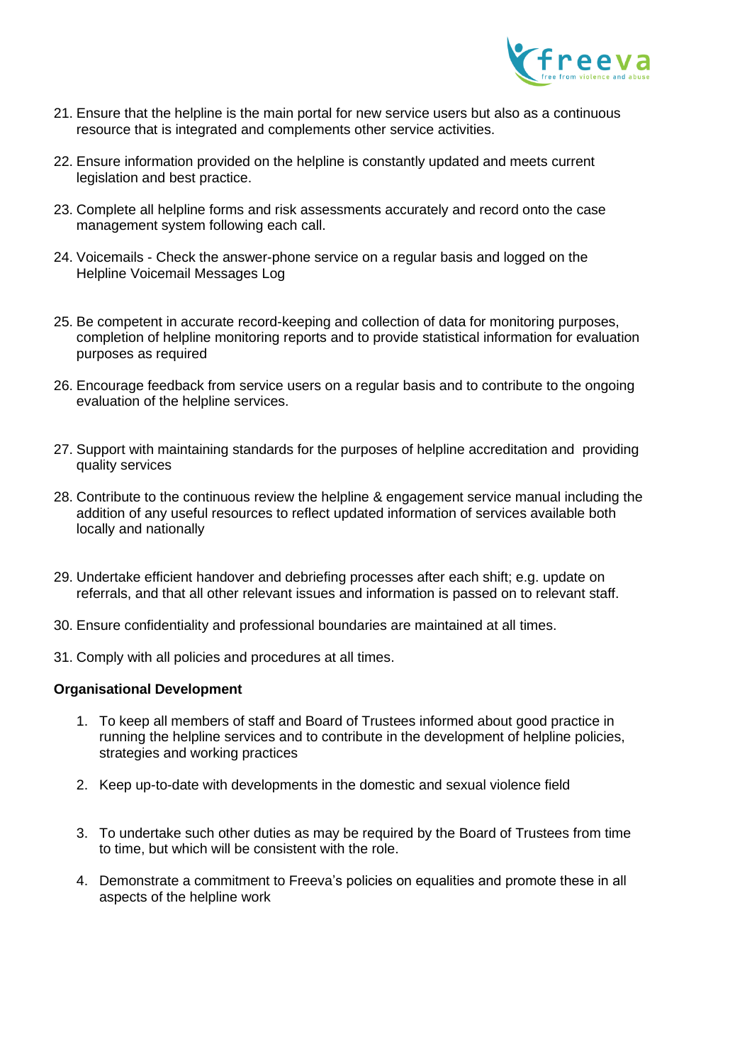21. Ensure that the helpline is the main portal for new service users but also as a continuous resource that is integrated and complements other service activities.

22. Ensure information provided on the helpline is constantly updated and meets current legislation and best practice.

23. Complete all helpline forms and risk assessments accurately and record onto the case management system following each call.

24. Voicemails - Check the answer-phone service on a regular basis and logged on the Helpline Voicemail Messages Log

25. Be competent in accurate record-keeping and collection of data for monitoring purposes, completion of helpline monitoring reports and to provide statistical information for evaluation purposes as required

26. Encourage feedback from service users on a regular basis and to contribute to the ongoing evaluation of the helpline services.

27. Support with maintaining standards for the purposes of helpline accreditation and providing quality services

28. Contribute to the continuous review the helpline & engagement service manual including the addition of any useful resources to reflect updated information of services available both locally and nationally

29. Undertake efficient handover and debriefing processes after each shift; e.g. update on referrals, and that all other relevant issues and information is passed on to relevant staff.

30. Ensure confidentiality and professional boundaries are maintained at all times.

31. Comply with all policies and procedures at all times.

**Organisational Development**

1. To keep all members of staff and Board of Trustees informed about good practice in running the helpline services and to contribute in the development of helpline policies, strategies and working practices

2. Keep up-to-date with developments in the domestic and sexual violence field

3. To undertake such other duties as may be required by the Board of Trustees from time to time, but which will be consistent with the role.

4. Demonstrate a commitment to Freeva's policies on equalities and promote these in all aspects of the helpline work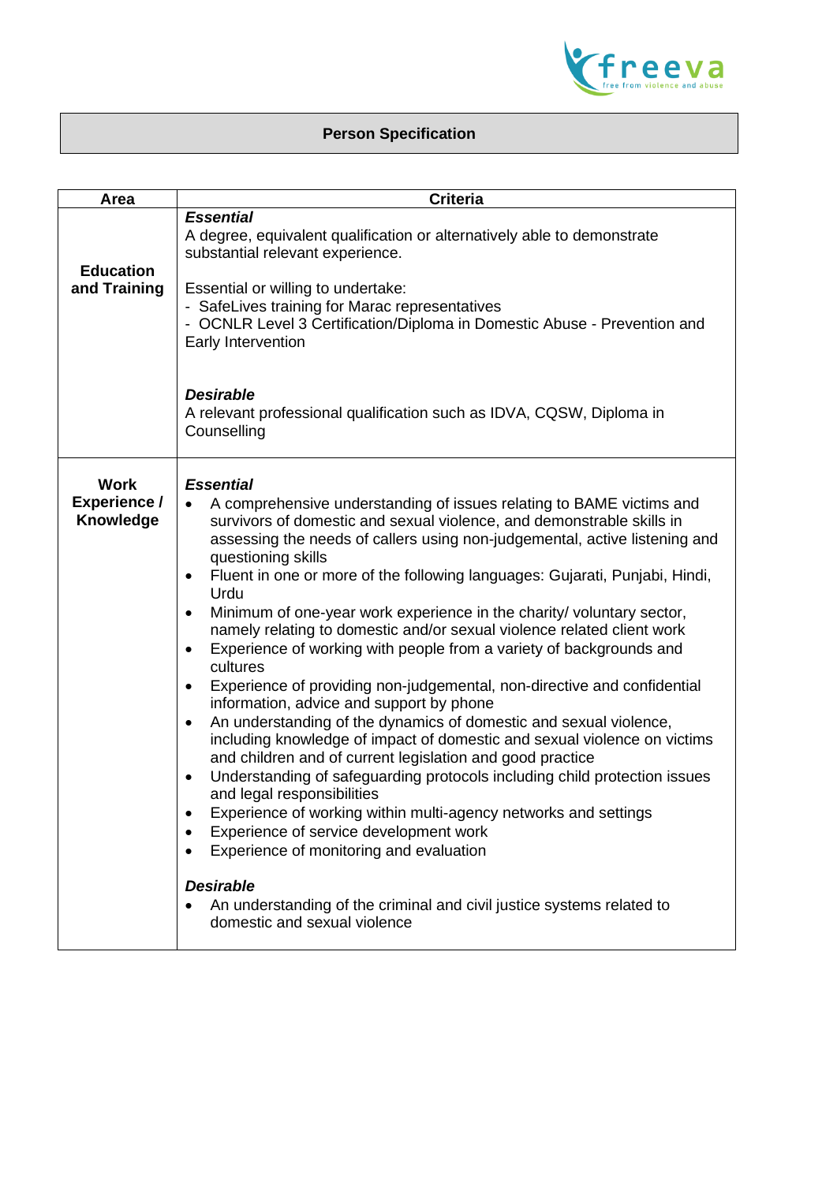## Person Specification

| Area | Criteria |
|---|---|
| **Education and Training** | ***Essential***<br>A degree, equivalent qualification or alternatively able to demonstrate substantial relevant experience.<br><br>Essential or willing to undertake:<br>- SafeLives training for Marac representatives<br>- OCNLR Level 3 Certification/Diploma in Domestic Abuse - Prevention and Early Intervention<br><br>***Desirable***<br>A relevant professional qualification such as IDVA, CQSW, Diploma in Counselling |
| **Work Experience / Knowledge** | ***Essential***<br>• A comprehensive understanding of issues relating to BAME victims and survivors of domestic and sexual violence, and demonstrable skills in assessing the needs of callers using non-judgemental, active listening and questioning skills<br>• Fluent in one or more of the following languages: Gujarati, Punjabi, Hindi, Urdu<br>• Minimum of one-year work experience in the charity/ voluntary sector, namely relating to domestic and/or sexual violence related client work<br>• Experience of working with people from a variety of backgrounds and cultures<br>• Experience of providing non-judgemental, non-directive and confidential information, advice and support by phone<br>• An understanding of the dynamics of domestic and sexual violence, including knowledge of impact of domestic and sexual violence on victims and children and of current legislation and good practice<br>• Understanding of safeguarding protocols including child protection issues and legal responsibilities<br>• Experience of working within multi-agency networks and settings<br>• Experience of service development work<br>• Experience of monitoring and evaluation<br><br>***Desirable***<br>• An understanding of the criminal and civil justice systems related to domestic and sexual violence |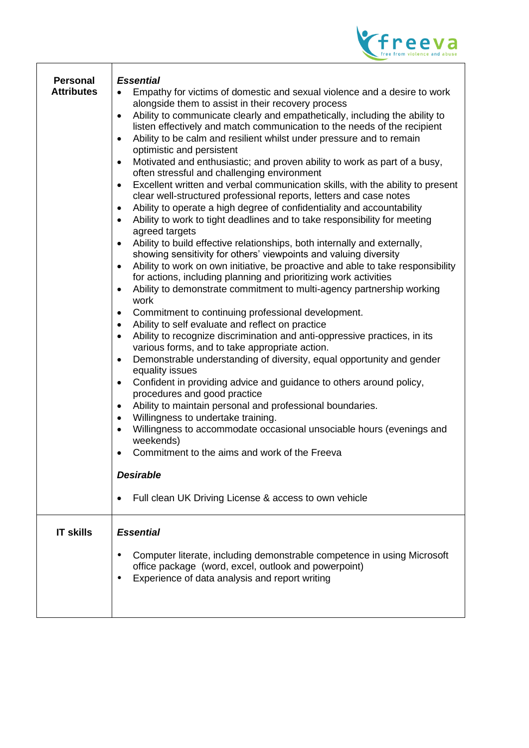| | |
|---|---|
| **Personal Attributes** | ***Essential***<br>• Empathy for victims of domestic and sexual violence and a desire to work alongside them to assist in their recovery process<br>• Ability to communicate clearly and empathetically, including the ability to listen effectively and match communication to the needs of the recipient<br>• Ability to be calm and resilient whilst under pressure and to remain optimistic and persistent<br>• Motivated and enthusiastic; and proven ability to work as part of a busy, often stressful and challenging environment<br>• Excellent written and verbal communication skills, with the ability to present clear well-structured professional reports, letters and case notes<br>• Ability to operate a high degree of confidentiality and accountability<br>• Ability to work to tight deadlines and to take responsibility for meeting agreed targets<br>• Ability to build effective relationships, both internally and externally, showing sensitivity for others' viewpoints and valuing diversity<br>• Ability to work on own initiative, be proactive and able to take responsibility for actions, including planning and prioritizing work activities<br>• Ability to demonstrate commitment to multi-agency partnership working work<br>• Commitment to continuing professional development.<br>• Ability to self evaluate and reflect on practice<br>• Ability to recognize discrimination and anti-oppressive practices, in its various forms, and to take appropriate action.<br>• Demonstrable understanding of diversity, equal opportunity and gender equality issues<br>• Confident in providing advice and guidance to others around policy, procedures and good practice<br>• Ability to maintain personal and professional boundaries.<br>• Willingness to undertake training.<br>• Willingness to accommodate occasional unsociable hours (evenings and weekends)<br>• Commitment to the aims and work of the Freeva<br><br>***Desirable***<br><br>• Full clean UK Driving License & access to own vehicle |
| **IT skills** | ***Essential***<br><br>• Computer literate, including demonstrable competence in using Microsoft office package (word, excel, outlook and powerpoint)<br>• Experience of data analysis and report writing |